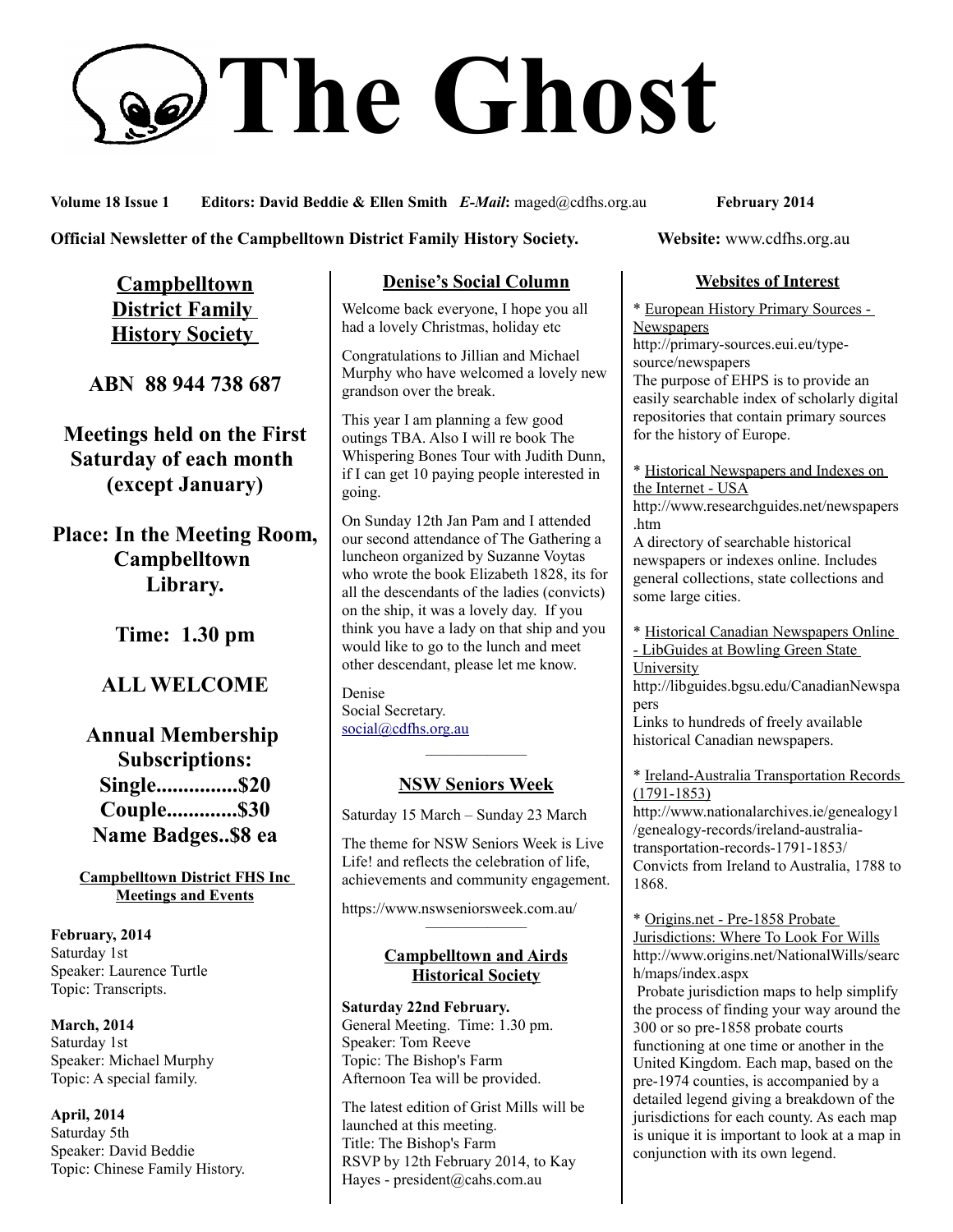# The Ghost

**Volume 18 Issue 1 Editors: David Beddie & Ellen Smith *E-Mail*:** maged@cdfhs.org.au **February 2014**

**Official Newsletter of the Campbelltown District Family History Society. Website:** www.cdfhs.org.au

## Campbelltown District Family History Society

**ABN 88 944 738 687**

**Meetings held on the First Saturday of each month (except January)**

**Place: In the Meeting Room, Campbelltown Library.**

**Time: 1.30 pm**

**ALL WELCOME**

**Annual Membership Subscriptions:**
**Single...............$20**
**Couple.............$30**
**Name Badges..$8 ea**

### Campbelltown District FHS Inc Meetings and Events

**February, 2014**
Saturday 1st
Speaker: Laurence Turtle
Topic: Transcripts.

**March, 2014**
Saturday 1st
Speaker: Michael Murphy
Topic: A special family.

**April, 2014**
Saturday 5th
Speaker: David Beddie
Topic: Chinese Family History.

## Denise's Social Column

Welcome back everyone, I hope you all had a lovely Christmas, holiday etc

Congratulations to Jillian and Michael Murphy who have welcomed a lovely new grandson over the break.

This year I am planning a few good outings TBA. Also I will re book The Whispering Bones Tour with Judith Dunn, if I can get 10 paying people interested in going.

On Sunday 12th Jan Pam and I attended our second attendance of The Gathering a luncheon organized by Suzanne Voytas who wrote the book Elizabeth 1828, its for all the descendants of the ladies (convicts) on the ship, it was a lovely day. If you think you have a lady on that ship and you would like to go to the lunch and meet other descendant, please let me know.

Denise
Social Secretary.
social@cdfhs.org.au

---

## NSW Seniors Week

Saturday 15 March – Sunday 23 March

The theme for NSW Seniors Week is Live Life! and reflects the celebration of life, achievements and community engagement.

https://www.nswseniorsweek.com.au/

---

## Campbelltown and Airds Historical Society

**Saturday 22nd February.**
General Meeting. Time: 1.30 pm.
Speaker: Tom Reeve
Topic: The Bishop's Farm
Afternoon Tea will be provided.

The latest edition of Grist Mills will be launched at this meeting.
Title: The Bishop's Farm
RSVP by 12th February 2014, to Kay Hayes - president@cahs.com.au

## Websites of Interest

* European History Primary Sources - Newspapers
http://primary-sources.eui.eu/type-source/newspapers
The purpose of EHPS is to provide an easily searchable index of scholarly digital repositories that contain primary sources for the history of Europe.

* Historical Newspapers and Indexes on the Internet - USA
http://www.researchguides.net/newspapers.htm
A directory of searchable historical newspapers or indexes online. Includes general collections, state collections and some large cities.

* Historical Canadian Newspapers Online - LibGuides at Bowling Green State University
http://libguides.bgsu.edu/CanadianNewspapers
Links to hundreds of freely available historical Canadian newspapers.

* Ireland-Australia Transportation Records (1791-1853)
http://www.nationalarchives.ie/genealogy1/genealogy-records/ireland-australia-transportation-records-1791-1853/
Convicts from Ireland to Australia, 1788 to 1868.

* Origins.net - Pre-1858 Probate Jurisdictions: Where To Look For Wills
http://www.origins.net/NationalWills/search/maps/index.aspx
Probate jurisdiction maps to help simplify the process of finding your way around the 300 or so pre-1858 probate courts functioning at one time or another in the United Kingdom. Each map, based on the pre-1974 counties, is accompanied by a detailed legend giving a breakdown of the jurisdictions for each county. As each map is unique it is important to look at a map in conjunction with its own legend.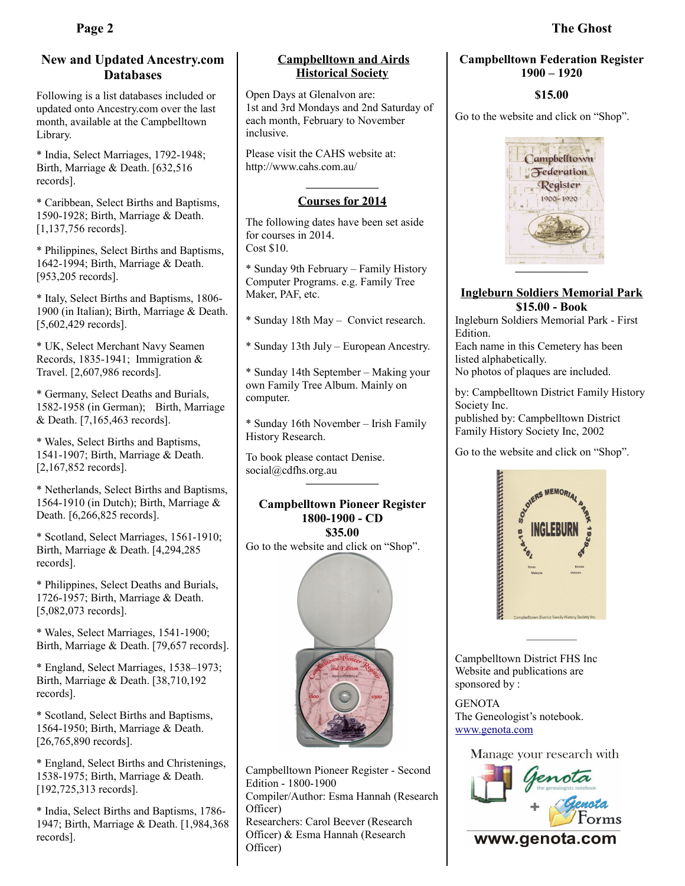## New and Updated Ancestry.com Databases

Following is a list databases included or updated onto Ancestry.com over the last month, available at the Campbelltown Library.

* India, Select Marriages, 1792-1948; Birth, Marriage & Death. [632,516 records].

* Caribbean, Select Births and Baptisms, 1590-1928; Birth, Marriage & Death. [1,137,756 records].

* Philippines, Select Births and Baptisms, 1642-1994; Birth, Marriage & Death. [953,205 records].

* Italy, Select Births and Baptisms, 1806-1900 (in Italian); Birth, Marriage & Death. [5,602,429 records].

* UK, Select Merchant Navy Seamen Records, 1835-1941; Immigration & Travel. [2,607,986 records].

* Germany, Select Deaths and Burials, 1582-1958 (in German); Birth, Marriage & Death. [7,165,463 records].

* Wales, Select Births and Baptisms, 1541-1907; Birth, Marriage & Death. [2,167,852 records].

* Netherlands, Select Births and Baptisms, 1564-1910 (in Dutch); Birth, Marriage & Death. [6,266,825 records].

* Scotland, Select Marriages, 1561-1910; Birth, Marriage & Death. [4,294,285 records].

* Philippines, Select Deaths and Burials, 1726-1957; Birth, Marriage & Death. [5,082,073 records].

* Wales, Select Marriages, 1541-1900; Birth, Marriage & Death. [79,657 records].

* England, Select Marriages, 1538–1973; Birth, Marriage & Death. [38,710,192 records].

* Scotland, Select Births and Baptisms, 1564-1950; Birth, Marriage & Death. [26,765,890 records].

* England, Select Births and Christenings, 1538-1975; Birth, Marriage & Death. [192,725,313 records].

* India, Select Births and Baptisms, 1786-1947; Birth, Marriage & Death. [1,984,368 records].

## Campbelltown and Airds Historical Society

Open Days at Glenalvon are:
1st and 3rd Mondays and 2nd Saturday of each month, February to November inclusive.

Please visit the CAHS website at:
http://www.cahs.com.au/

## Courses for 2014

The following dates have been set aside for courses in 2014.
Cost $10.

* Sunday 9th February – Family History Computer Programs. e.g. Family Tree Maker, PAF, etc.

* Sunday 18th May – Convict research.

* Sunday 13th July – European Ancestry.

* Sunday 14th September – Making your own Family Tree Album. Mainly on computer.

* Sunday 16th November – Irish Family History Research.

To book please contact Denise.
social@cdfhs.org.au

## Campbelltown Pioneer Register 1800-1900 - CD

**$35.00**

Go to the website and click on "Shop".

Campbelltown Pioneer Register - Second Edition - 1800-1900
Compiler/Author: Esma Hannah (Research Officer)
Researchers: Carol Beever (Research Officer) & Esma Hannah (Research Officer)

## Campbelltown Federation Register 1900 – 1920

**$15.00**

Go to the website and click on "Shop".

## Ingleburn Soldiers Memorial Park

**$15.00 - Book**

Ingleburn Soldiers Memorial Park - First Edition.
Each name in this Cemetery has been listed alphabetically.
No photos of plaques are included.

by: Campbelltown District Family History Society Inc.
published by: Campbelltown District Family History Society Inc, 2002

Go to the website and click on "Shop".

Campbelltown District FHS Inc Website and publications are sponsored by :

GENOTA
The Geneologist's notebook.
www.genota.com

Manage your research with Genota + Genota Forms
www.genota.com